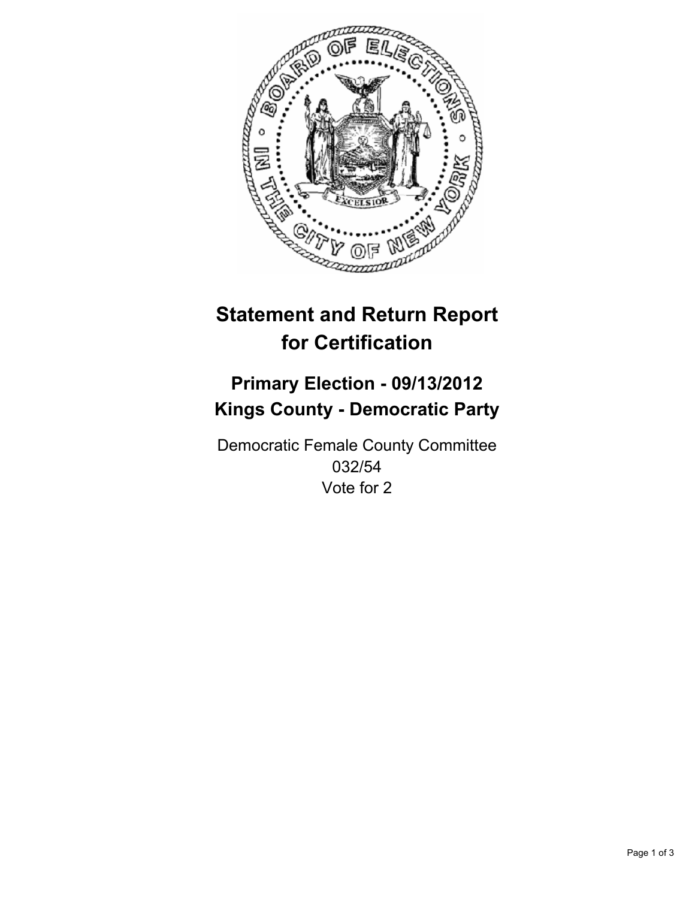# Statement and Return Report for Certification

## Primary Election - 09/13/2012
## Kings County - Democratic Party

Democratic Female County Committee
032/54
Vote for 2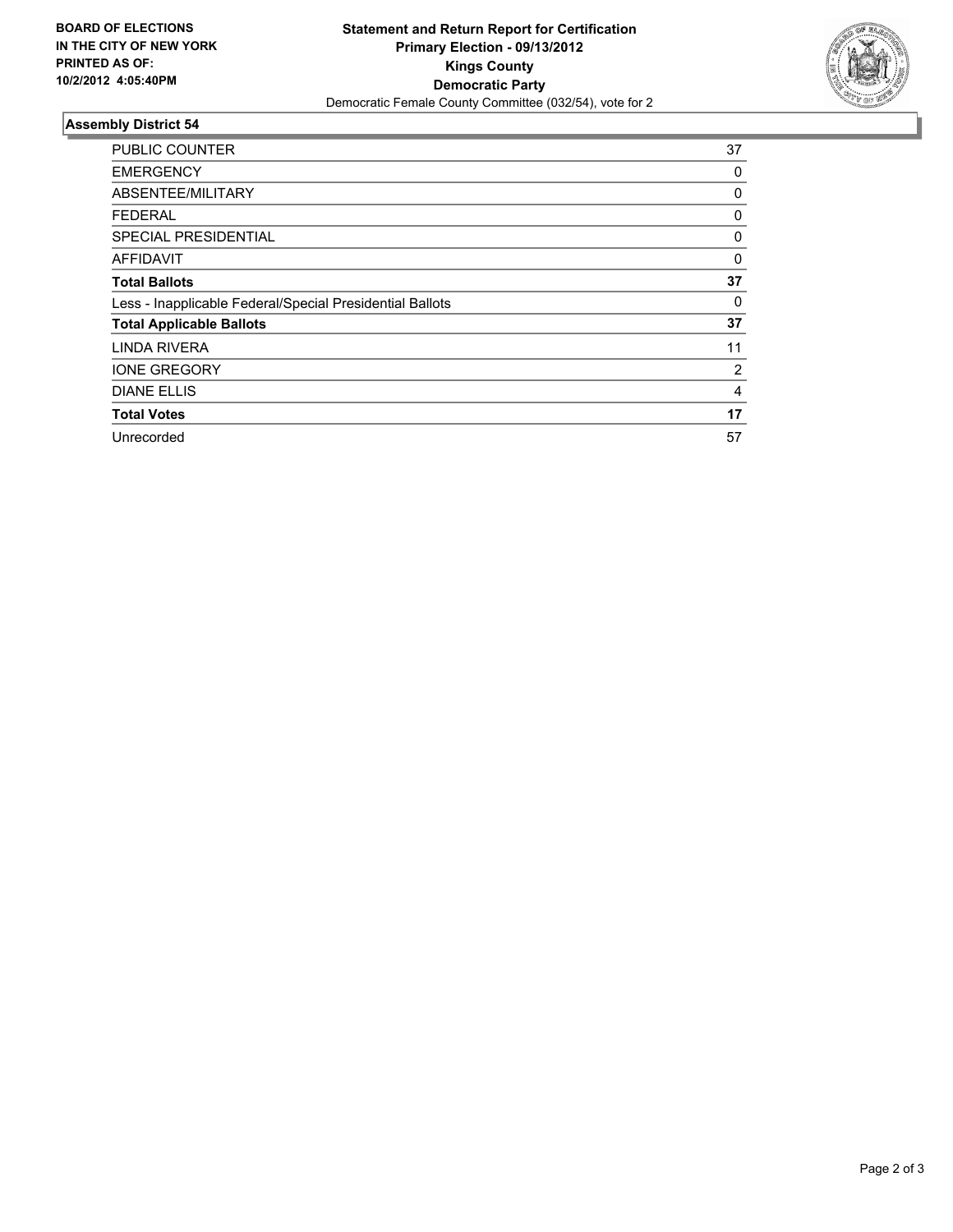**BOARD OF ELECTIONS IN THE CITY OF NEW YORK PRINTED AS OF: 10/2/2012 4:05:40PM**

# Statement and Return Report for Certification
## Primary Election - 09/13/2012
## Kings County
## Democratic Party

Democratic Female County Committee (032/54), vote for 2

### Assembly District 54

| | |
|---|---|
| PUBLIC COUNTER | 37 |
| EMERGENCY | 0 |
| ABSENTEE/MILITARY | 0 |
| FEDERAL | 0 |
| SPECIAL PRESIDENTIAL | 0 |
| AFFIDAVIT | 0 |
| **Total Ballots** | **37** |
| Less - Inapplicable Federal/Special Presidential Ballots | 0 |
| **Total Applicable Ballots** | **37** |
| LINDA RIVERA | 11 |
| IONE GREGORY | 2 |
| DIANE ELLIS | 4 |
| **Total Votes** | **17** |
| Unrecorded | 57 |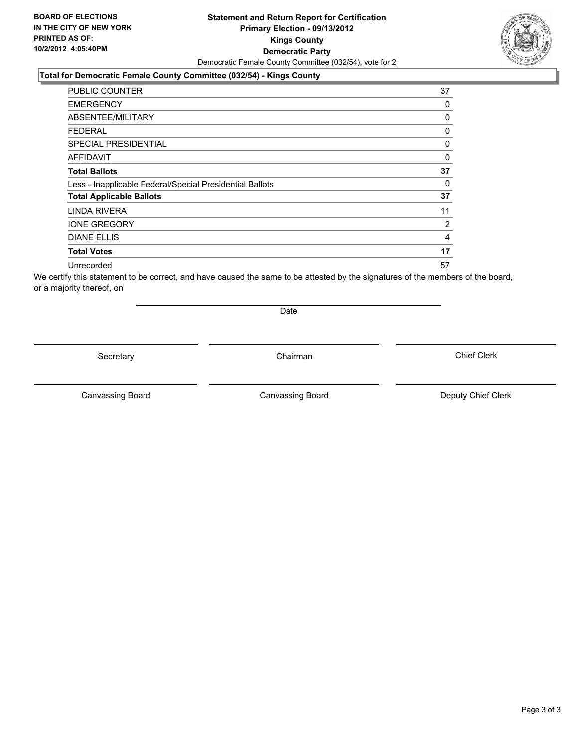**BOARD OF ELECTIONS IN THE CITY OF NEW YORK PRINTED AS OF: 10/2/2012 4:05:40PM**

# Statement and Return Report for Certification
## Primary Election - 09/13/2012
## Kings County
## Democratic Party

Democratic Female County Committee (032/54), vote for 2

### Total for Democratic Female County Committee (032/54) - Kings County

| | |
|---|---|
| PUBLIC COUNTER | 37 |
| EMERGENCY | 0 |
| ABSENTEE/MILITARY | 0 |
| FEDERAL | 0 |
| SPECIAL PRESIDENTIAL | 0 |
| AFFIDAVIT | 0 |
| **Total Ballots** | **37** |
| Less - Inapplicable Federal/Special Presidential Ballots | 0 |
| **Total Applicable Ballots** | **37** |
| LINDA RIVERA | 11 |
| IONE GREGORY | 2 |
| DIANE ELLIS | 4 |
| **Total Votes** | **17** |
| Unrecorded | 57 |

We certify this statement to be correct, and have caused the same to be attested by the signatures of the members of the board, or a majority thereof, on

Date

Secretary

Chairman

Chief Clerk

Canvassing Board

Canvassing Board

Deputy Chief Clerk